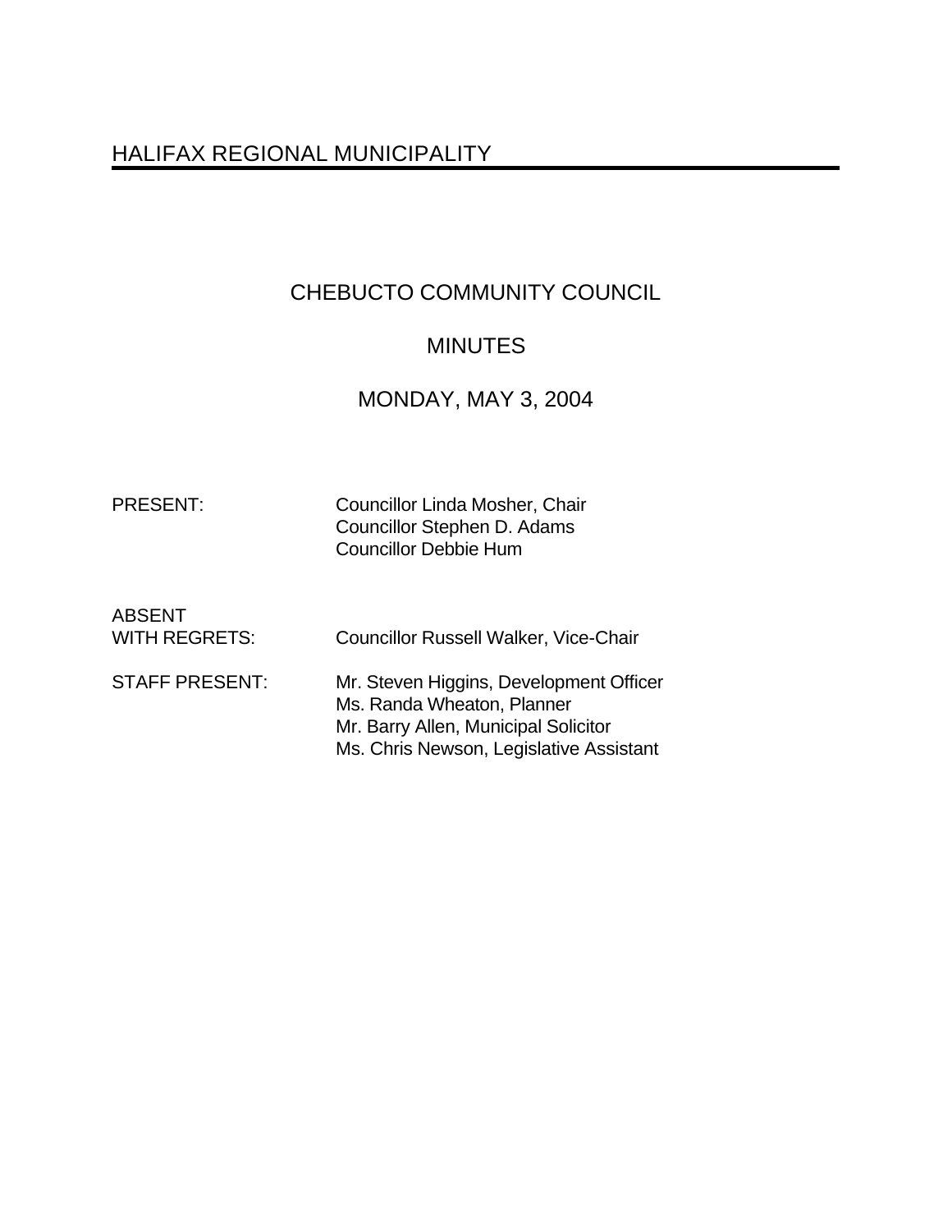# HALIFAX REGIONAL MUNICIPALITY

## CHEBUCTO COMMUNITY COUNCIL

## MINUTES

## MONDAY, MAY 3, 2004

| | |
|---|---|
| PRESENT: | Councillor Linda Mosher, Chair<br>Councillor Stephen D. Adams<br>Councillor Debbie Hum |
| ABSENT WITH REGRETS: | Councillor Russell Walker, Vice-Chair |
| STAFF PRESENT: | Mr. Steven Higgins, Development Officer<br>Ms. Randa Wheaton, Planner<br>Mr. Barry Allen, Municipal Solicitor<br>Ms. Chris Newson, Legislative Assistant |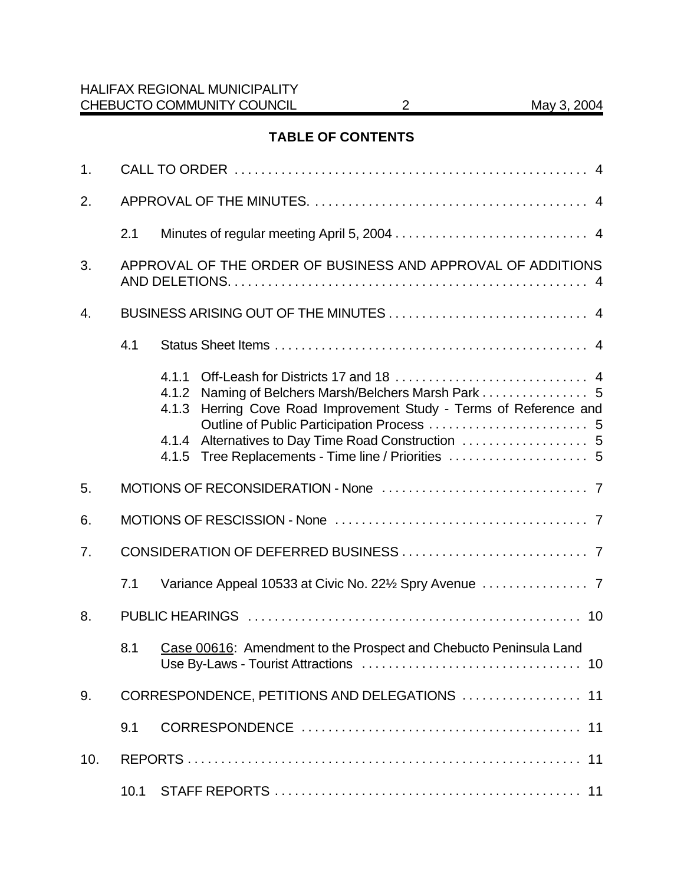## TABLE OF CONTENTS

1. CALL TO ORDER . . . . . . . . . . . . . . . . . . . . . . . . . . . . . . . . . . . . . . . . . . . . . . . . . . . . 4

2. APPROVAL OF THE MINUTES. . . . . . . . . . . . . . . . . . . . . . . . . . . . . . . . . . . . . . . . . . 4

   2.1 Minutes of regular meeting April 5, 2004 . . . . . . . . . . . . . . . . . . . . . . . . . . . . . 4

3. APPROVAL OF THE ORDER OF BUSINESS AND APPROVAL OF ADDITIONS AND DELETIONS. . . . . . . . . . . . . . . . . . . . . . . . . . . . . . . . . . . . . . . . . . . . . . . . . . . . . 4

4. BUSINESS ARISING OUT OF THE MINUTES . . . . . . . . . . . . . . . . . . . . . . . . . . . . . . 4

   4.1 Status Sheet Items . . . . . . . . . . . . . . . . . . . . . . . . . . . . . . . . . . . . . . . . . . . . . . . . 4

      4.1.1 Off-Leash for Districts 17 and 18 . . . . . . . . . . . . . . . . . . . . . . . . . . . . . 4
      4.1.2 Naming of Belchers Marsh/Belchers Marsh Park . . . . . . . . . . . . . . . . 5
      4.1.3 Herring Cove Road Improvement Study - Terms of Reference and Outline of Public Participation Process . . . . . . . . . . . . . . . . . . . . . . . . 5
      4.1.4 Alternatives to Day Time Road Construction . . . . . . . . . . . . . . . . . . . 5
      4.1.5 Tree Replacements - Time line / Priorities . . . . . . . . . . . . . . . . . . . . . 5

5. MOTIONS OF RECONSIDERATION - None . . . . . . . . . . . . . . . . . . . . . . . . . . . . . . . 7

6. MOTIONS OF RESCISSION - None . . . . . . . . . . . . . . . . . . . . . . . . . . . . . . . . . . . . . . 7

7. CONSIDERATION OF DEFERRED BUSINESS . . . . . . . . . . . . . . . . . . . . . . . . . . . . 7

   7.1 Variance Appeal 10533 at Civic No. 22½ Spry Avenue . . . . . . . . . . . . . . . . 7

8. PUBLIC HEARINGS . . . . . . . . . . . . . . . . . . . . . . . . . . . . . . . . . . . . . . . . . . . . . . . . . . 10

   8.1 Case 00616: Amendment to the Prospect and Chebucto Peninsula Land Use By-Laws - Tourist Attractions . . . . . . . . . . . . . . . . . . . . . . . . . . . . . . . . 10

9. CORRESPONDENCE, PETITIONS AND DELEGATIONS . . . . . . . . . . . . . . . . . . 11

   9.1 CORRESPONDENCE . . . . . . . . . . . . . . . . . . . . . . . . . . . . . . . . . . . . . . . . . . 11

10. REPORTS . . . . . . . . . . . . . . . . . . . . . . . . . . . . . . . . . . . . . . . . . . . . . . . . . . . . . . . . . . . 11

   10.1 STAFF REPORTS . . . . . . . . . . . . . . . . . . . . . . . . . . . . . . . . . . . . . . . . . . . . . . 11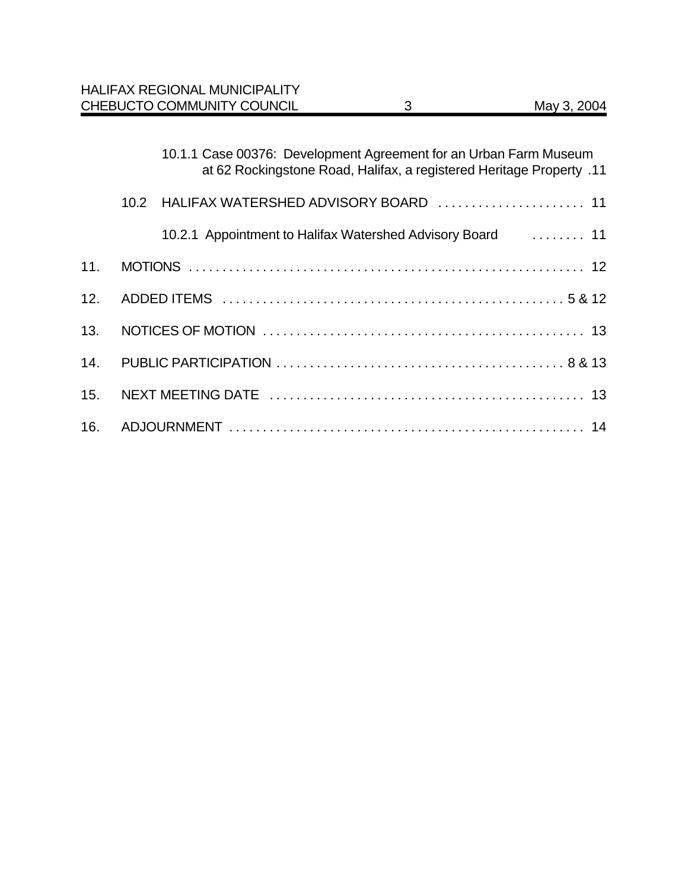10.1.1 Case 00376: Development Agreement for an Urban Farm Museum at 62 Rockingstone Road, Halifax, a registered Heritage Property . 11

10.2 HALIFAX WATERSHED ADVISORY BOARD . . . . . . . . . . . . . . . . . . . . . . 11

10.2.1 Appointment to Halifax Watershed Advisory Board . . . . . . . . 11

11. MOTIONS . . . . . . . . . . . . . . . . . . . . . . . . . . . . . . . . . . . . . . . . . . . . . . . . . . . . . . . . . . 12

12. ADDED ITEMS . . . . . . . . . . . . . . . . . . . . . . . . . . . . . . . . . . . . . . . . . . . . . . . . . . 5 & 12

13. NOTICES OF MOTION . . . . . . . . . . . . . . . . . . . . . . . . . . . . . . . . . . . . . . . . . . . . . . . 13

14. PUBLIC PARTICIPATION . . . . . . . . . . . . . . . . . . . . . . . . . . . . . . . . . . . . . . . . . . 8 & 13

15. NEXT MEETING DATE . . . . . . . . . . . . . . . . . . . . . . . . . . . . . . . . . . . . . . . . . . . . . . 13

16. ADJOURNMENT . . . . . . . . . . . . . . . . . . . . . . . . . . . . . . . . . . . . . . . . . . . . . . . . . . . . 14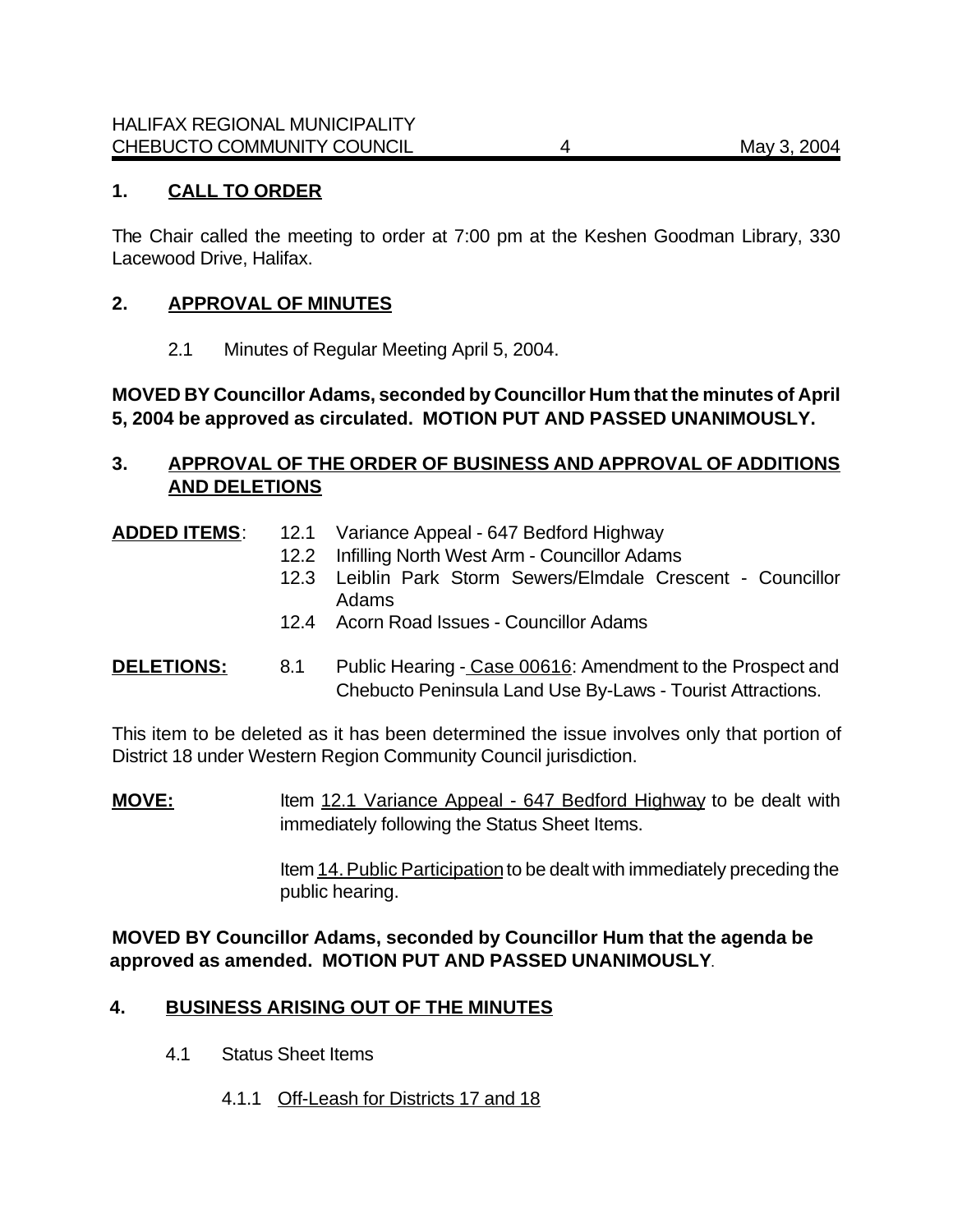## 1. CALL TO ORDER

The Chair called the meeting to order at 7:00 pm at the Keshen Goodman Library, 330 Lacewood Drive, Halifax.

## 2. APPROVAL OF MINUTES

2.1 Minutes of Regular Meeting April 5, 2004.

**MOVED BY Councillor Adams, seconded by Councillor Hum that the minutes of April 5, 2004 be approved as circulated. MOTION PUT AND PASSED UNANIMOUSLY.**

## 3. APPROVAL OF THE ORDER OF BUSINESS AND APPROVAL OF ADDITIONS AND DELETIONS

**ADDED ITEMS**:
- 12.1 Variance Appeal - 647 Bedford Highway
- 12.2 Infilling North West Arm - Councillor Adams
- 12.3 Leiblin Park Storm Sewers/Elmdale Crescent - Councillor Adams
- 12.4 Acorn Road Issues - Councillor Adams

**DELETIONS:**
- 8.1 Public Hearing - Case 00616: Amendment to the Prospect and Chebucto Peninsula Land Use By-Laws - Tourist Attractions.

This item to be deleted as it has been determined the issue involves only that portion of District 18 under Western Region Community Council jurisdiction.

**MOVE:** Item 12.1 Variance Appeal - 647 Bedford Highway to be dealt with immediately following the Status Sheet Items.

Item 14. Public Participation to be dealt with immediately preceding the public hearing.

**MOVED BY Councillor Adams, seconded by Councillor Hum that the agenda be approved as amended. MOTION PUT AND PASSED UNANIMOUSLY**.

## 4. BUSINESS ARISING OUT OF THE MINUTES

4.1 Status Sheet Items

4.1.1 Off-Leash for Districts 17 and 18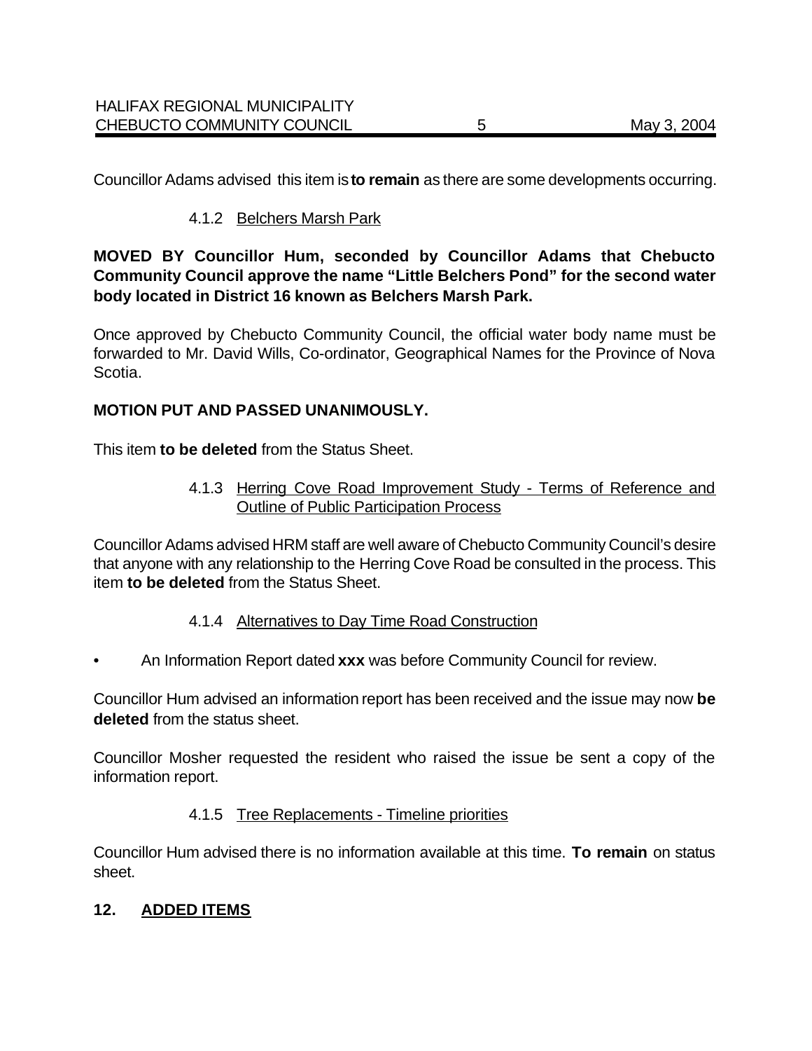Councillor Adams advised this item is **to remain** as there are some developments occurring.

4.1.2 Belchers Marsh Park

**MOVED BY Councillor Hum, seconded by Councillor Adams that Chebucto Community Council approve the name "Little Belchers Pond" for the second water body located in District 16 known as Belchers Marsh Park.**

Once approved by Chebucto Community Council, the official water body name must be forwarded to Mr. David Wills, Co-ordinator, Geographical Names for the Province of Nova Scotia.

**MOTION PUT AND PASSED UNANIMOUSLY.**

This item **to be deleted** from the Status Sheet.

4.1.3 Herring Cove Road Improvement Study - Terms of Reference and Outline of Public Participation Process

Councillor Adams advised HRM staff are well aware of Chebucto Community Council's desire that anyone with any relationship to the Herring Cove Road be consulted in the process. This item **to be deleted** from the Status Sheet.

4.1.4 Alternatives to Day Time Road Construction

- An Information Report dated **xxx** was before Community Council for review.

Councillor Hum advised an information report has been received and the issue may now **be deleted** from the status sheet.

Councillor Mosher requested the resident who raised the issue be sent a copy of the information report.

4.1.5 Tree Replacements - Timeline priorities

Councillor Hum advised there is no information available at this time. **To remain** on status sheet.

## 12. ADDED ITEMS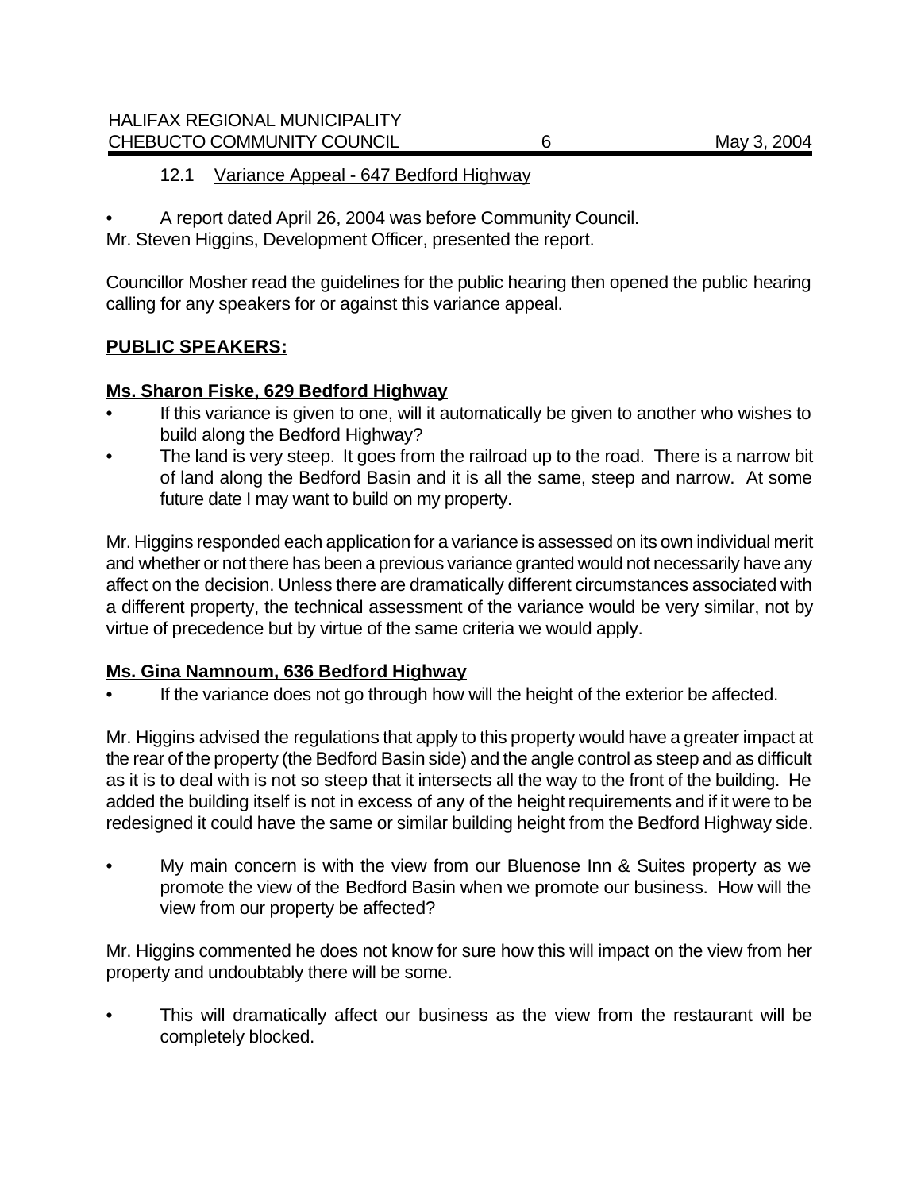12.1 Variance Appeal - 647 Bedford Highway

- A report dated April 26, 2004 was before Community Council.

Mr. Steven Higgins, Development Officer, presented the report.

Councillor Mosher read the guidelines for the public hearing then opened the public hearing calling for any speakers for or against this variance appeal.

**PUBLIC SPEAKERS:**

**Ms. Sharon Fiske, 629 Bedford Highway**

- If this variance is given to one, will it automatically be given to another who wishes to build along the Bedford Highway?
- The land is very steep. It goes from the railroad up to the road. There is a narrow bit of land along the Bedford Basin and it is all the same, steep and narrow. At some future date I may want to build on my property.

Mr. Higgins responded each application for a variance is assessed on its own individual merit and whether or not there has been a previous variance granted would not necessarily have any affect on the decision. Unless there are dramatically different circumstances associated with a different property, the technical assessment of the variance would be very similar, not by virtue of precedence but by virtue of the same criteria we would apply.

**Ms. Gina Namnoum, 636 Bedford Highway**

- If the variance does not go through how will the height of the exterior be affected.

Mr. Higgins advised the regulations that apply to this property would have a greater impact at the rear of the property (the Bedford Basin side) and the angle control as steep and as difficult as it is to deal with is not so steep that it intersects all the way to the front of the building. He added the building itself is not in excess of any of the height requirements and if it were to be redesigned it could have the same or similar building height from the Bedford Highway side.

- My main concern is with the view from our Bluenose Inn & Suites property as we promote the view of the Bedford Basin when we promote our business. How will the view from our property be affected?

Mr. Higgins commented he does not know for sure how this will impact on the view from her property and undoubtably there will be some.

- This will dramatically affect our business as the view from the restaurant will be completely blocked.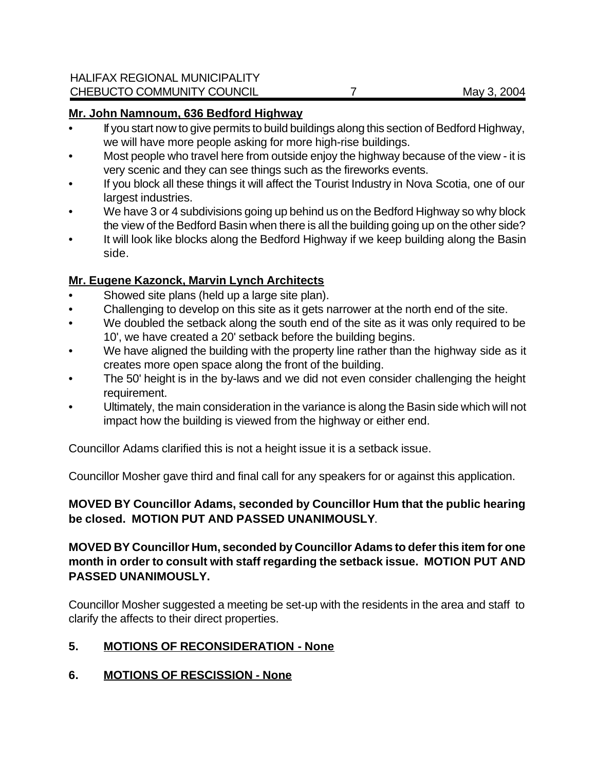**Mr. John Namnoum, 636 Bedford Highway**

- If you start now to give permits to build buildings along this section of Bedford Highway, we will have more people asking for more high-rise buildings.
- Most people who travel here from outside enjoy the highway because of the view - it is very scenic and they can see things such as the fireworks events.
- If you block all these things it will affect the Tourist Industry in Nova Scotia, one of our largest industries.
- We have 3 or 4 subdivisions going up behind us on the Bedford Highway so why block the view of the Bedford Basin when there is all the building going up on the other side?
- It will look like blocks along the Bedford Highway if we keep building along the Basin side.

**Mr. Eugene Kazonck, Marvin Lynch Architects**

- Showed site plans (held up a large site plan).
- Challenging to develop on this site as it gets narrower at the north end of the site.
- We doubled the setback along the south end of the site as it was only required to be 10', we have created a 20' setback before the building begins.
- We have aligned the building with the property line rather than the highway side as it creates more open space along the front of the building.
- The 50' height is in the by-laws and we did not even consider challenging the height requirement.
- Ultimately, the main consideration in the variance is along the Basin side which will not impact how the building is viewed from the highway or either end.

Councillor Adams clarified this is not a height issue it is a setback issue.

Councillor Mosher gave third and final call for any speakers for or against this application.

**MOVED BY Councillor Adams, seconded by Councillor Hum that the public hearing be closed. MOTION PUT AND PASSED UNANIMOUSLY**.

**MOVED BY Councillor Hum, seconded by Councillor Adams to defer this item for one month in order to consult with staff regarding the setback issue. MOTION PUT AND PASSED UNANIMOUSLY.**

Councillor Mosher suggested a meeting be set-up with the residents in the area and staff to clarify the affects to their direct properties.

## 5. MOTIONS OF RECONSIDERATION - None

## 6. MOTIONS OF RESCISSION - None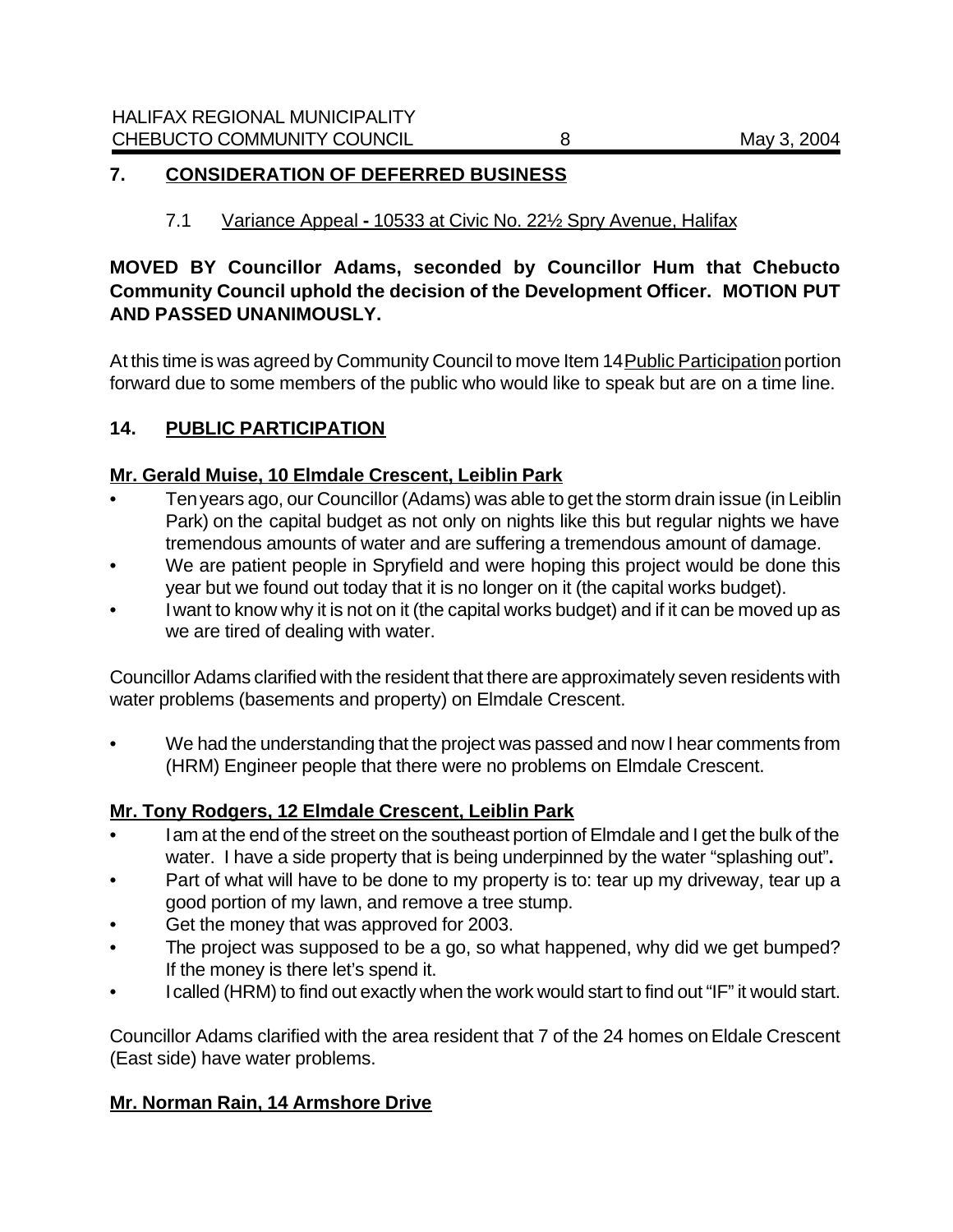## 7. CONSIDERATION OF DEFERRED BUSINESS

### 7.1 Variance Appeal - 10533 at Civic No. 22½ Spry Avenue, Halifax

**MOVED BY Councillor Adams, seconded by Councillor Hum that Chebucto Community Council uphold the decision of the Development Officer. MOTION PUT AND PASSED UNANIMOUSLY.**

At this time is was agreed by Community Council to move Item 14 Public Participation portion forward due to some members of the public who would like to speak but are on a time line.

## 14. PUBLIC PARTICIPATION

**Mr. Gerald Muise, 10 Elmdale Crescent, Leiblin Park**

- Ten years ago, our Councillor (Adams) was able to get the storm drain issue (in Leiblin Park) on the capital budget as not only on nights like this but regular nights we have tremendous amounts of water and are suffering a tremendous amount of damage.
- We are patient people in Spryfield and were hoping this project would be done this year but we found out today that it is no longer on it (the capital works budget).
- I want to know why it is not on it (the capital works budget) and if it can be moved up as we are tired of dealing with water.

Councillor Adams clarified with the resident that there are approximately seven residents with water problems (basements and property) on Elmdale Crescent.

- We had the understanding that the project was passed and now I hear comments from (HRM) Engineer people that there were no problems on Elmdale Crescent.

**Mr. Tony Rodgers, 12 Elmdale Crescent, Leiblin Park**

- I am at the end of the street on the southeast portion of Elmdale and I get the bulk of the water. I have a side property that is being underpinned by the water "splashing out"**.**
- Part of what will have to be done to my property is to: tear up my driveway, tear up a good portion of my lawn, and remove a tree stump.
- Get the money that was approved for 2003.
- The project was supposed to be a go, so what happened, why did we get bumped? If the money is there let's spend it.
- I called (HRM) to find out exactly when the work would start to find out "IF" it would start.

Councillor Adams clarified with the area resident that 7 of the 24 homes on Eldale Crescent (East side) have water problems.

**Mr. Norman Rain, 14 Armshore Drive**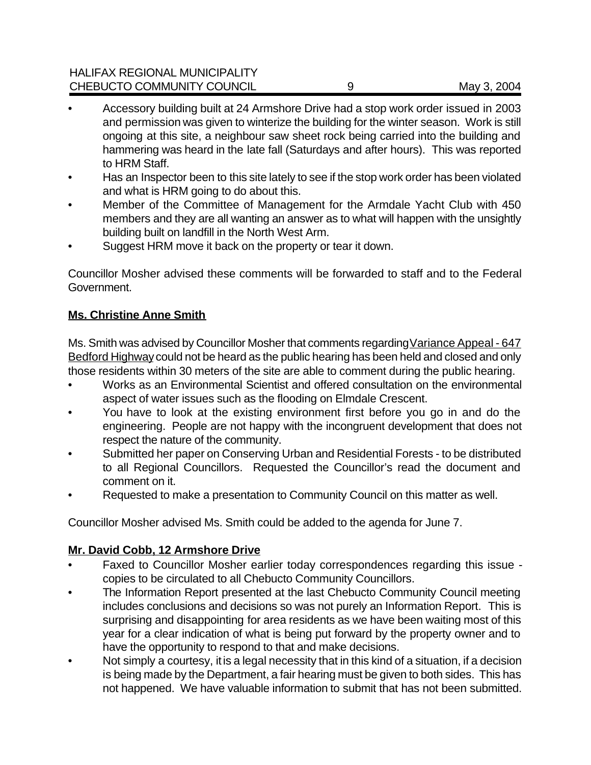- Accessory building built at 24 Armshore Drive had a stop work order issued in 2003 and permission was given to winterize the building for the winter season. Work is still ongoing at this site, a neighbour saw sheet rock being carried into the building and hammering was heard in the late fall (Saturdays and after hours). This was reported to HRM Staff.
- Has an Inspector been to this site lately to see if the stop work order has been violated and what is HRM going to do about this.
- Member of the Committee of Management for the Armdale Yacht Club with 450 members and they are all wanting an answer as to what will happen with the unsightly building built on landfill in the North West Arm.
- Suggest HRM move it back on the property or tear it down.

Councillor Mosher advised these comments will be forwarded to staff and to the Federal Government.

**Ms. Christine Anne Smith**

Ms. Smith was advised by Councillor Mosher that comments regarding Variance Appeal - 647 Bedford Highway could not be heard as the public hearing has been held and closed and only those residents within 30 meters of the site are able to comment during the public hearing.

- Works as an Environmental Scientist and offered consultation on the environmental aspect of water issues such as the flooding on Elmdale Crescent.
- You have to look at the existing environment first before you go in and do the engineering. People are not happy with the incongruent development that does not respect the nature of the community.
- Submitted her paper on Conserving Urban and Residential Forests - to be distributed to all Regional Councillors. Requested the Councillor's read the document and comment on it.
- Requested to make a presentation to Community Council on this matter as well.

Councillor Mosher advised Ms. Smith could be added to the agenda for June 7.

**Mr. David Cobb, 12 Armshore Drive**

- Faxed to Councillor Mosher earlier today correspondences regarding this issue - copies to be circulated to all Chebucto Community Councillors.
- The Information Report presented at the last Chebucto Community Council meeting includes conclusions and decisions so was not purely an Information Report. This is surprising and disappointing for area residents as we have been waiting most of this year for a clear indication of what is being put forward by the property owner and to have the opportunity to respond to that and make decisions.
- Not simply a courtesy, it is a legal necessity that in this kind of a situation, if a decision is being made by the Department, a fair hearing must be given to both sides. This has not happened. We have valuable information to submit that has not been submitted.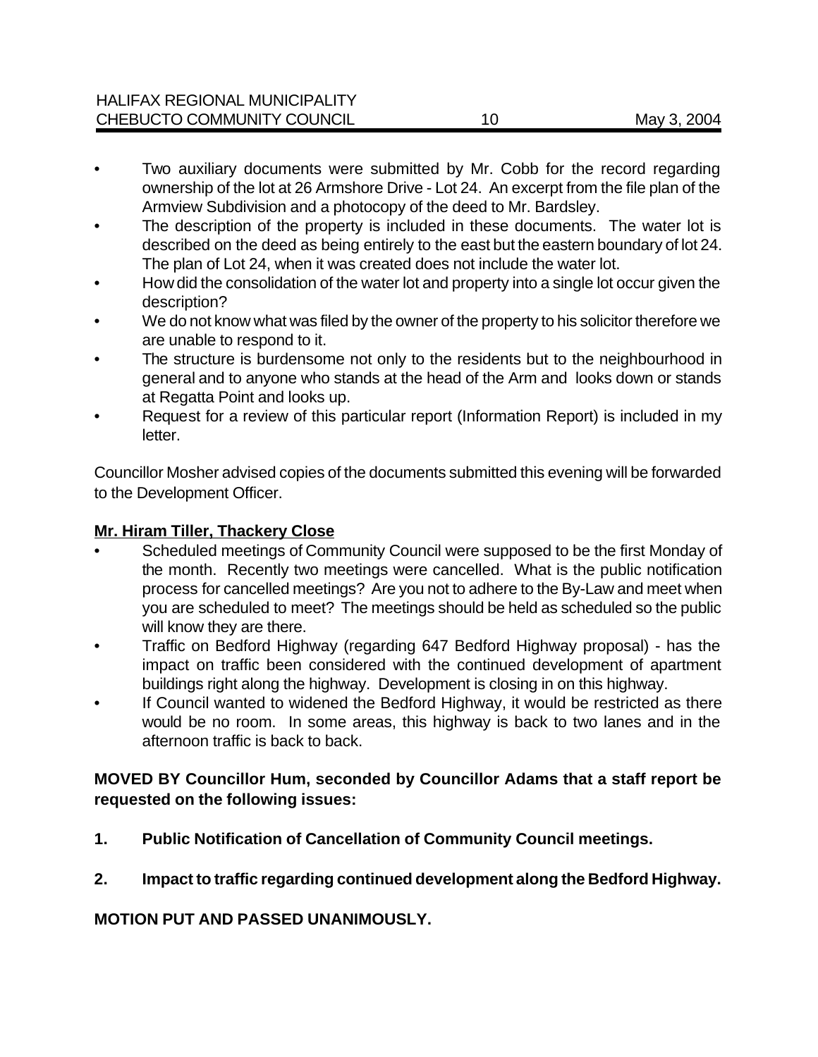- Two auxiliary documents were submitted by Mr. Cobb for the record regarding ownership of the lot at 26 Armshore Drive - Lot 24. An excerpt from the file plan of the Armview Subdivision and a photocopy of the deed to Mr. Bardsley.
- The description of the property is included in these documents. The water lot is described on the deed as being entirely to the east but the eastern boundary of lot 24. The plan of Lot 24, when it was created does not include the water lot.
- How did the consolidation of the water lot and property into a single lot occur given the description?
- We do not know what was filed by the owner of the property to his solicitor therefore we are unable to respond to it.
- The structure is burdensome not only to the residents but to the neighbourhood in general and to anyone who stands at the head of the Arm and looks down or stands at Regatta Point and looks up.
- Request for a review of this particular report (Information Report) is included in my letter.

Councillor Mosher advised copies of the documents submitted this evening will be forwarded to the Development Officer.

**Mr. Hiram Tiller, Thackery Close**

- Scheduled meetings of Community Council were supposed to be the first Monday of the month. Recently two meetings were cancelled. What is the public notification process for cancelled meetings? Are you not to adhere to the By-Law and meet when you are scheduled to meet? The meetings should be held as scheduled so the public will know they are there.
- Traffic on Bedford Highway (regarding 647 Bedford Highway proposal) - has the impact on traffic been considered with the continued development of apartment buildings right along the highway. Development is closing in on this highway.
- If Council wanted to widened the Bedford Highway, it would be restricted as there would be no room. In some areas, this highway is back to two lanes and in the afternoon traffic is back to back.

**MOVED BY Councillor Hum, seconded by Councillor Adams that a staff report be requested on the following issues:**

1. **Public Notification of Cancellation of Community Council meetings.**
2. **Impact to traffic regarding continued development along the Bedford Highway.**

**MOTION PUT AND PASSED UNANIMOUSLY.**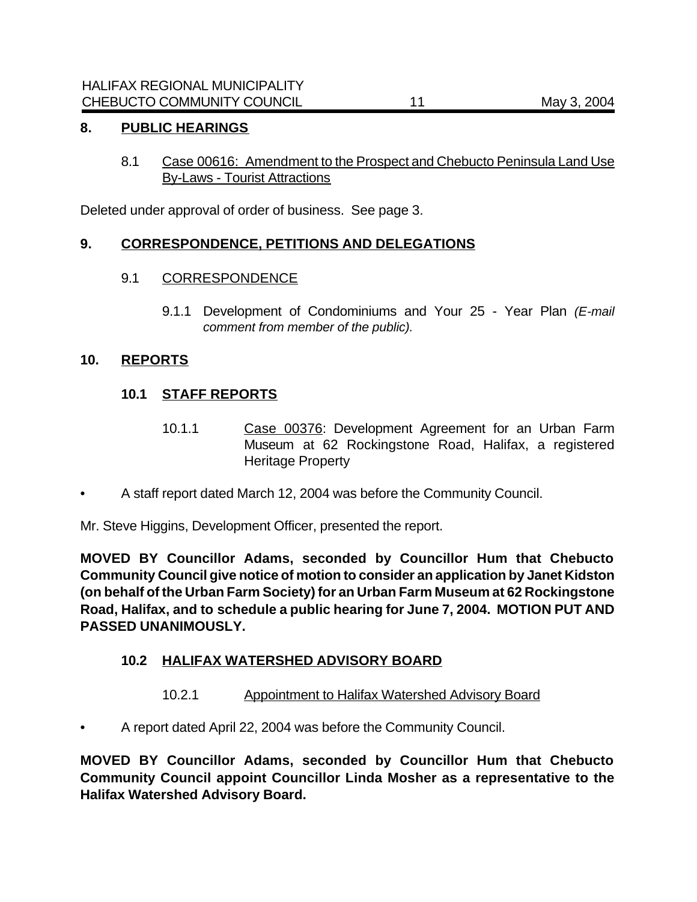## 8. PUBLIC HEARINGS

### 8.1 Case 00616: Amendment to the Prospect and Chebucto Peninsula Land Use By-Laws - Tourist Attractions

Deleted under approval of order of business. See page 3.

## 9. CORRESPONDENCE, PETITIONS AND DELEGATIONS

### 9.1 CORRESPONDENCE

9.1.1 Development of Condominiums and Your 25 - Year Plan *(E-mail comment from member of the public).*

## 10. REPORTS

### 10.1 STAFF REPORTS

10.1.1 Case 00376: Development Agreement for an Urban Farm Museum at 62 Rockingstone Road, Halifax, a registered Heritage Property

- A staff report dated March 12, 2004 was before the Community Council.

Mr. Steve Higgins, Development Officer, presented the report.

**MOVED BY Councillor Adams, seconded by Councillor Hum that Chebucto Community Council give notice of motion to consider an application by Janet Kidston (on behalf of the Urban Farm Society) for an Urban Farm Museum at 62 Rockingstone Road, Halifax, and to schedule a public hearing for June 7, 2004. MOTION PUT AND PASSED UNANIMOUSLY.**

### 10.2 HALIFAX WATERSHED ADVISORY BOARD

10.2.1 Appointment to Halifax Watershed Advisory Board

- A report dated April 22, 2004 was before the Community Council.

**MOVED BY Councillor Adams, seconded by Councillor Hum that Chebucto Community Council appoint Councillor Linda Mosher as a representative to the Halifax Watershed Advisory Board.**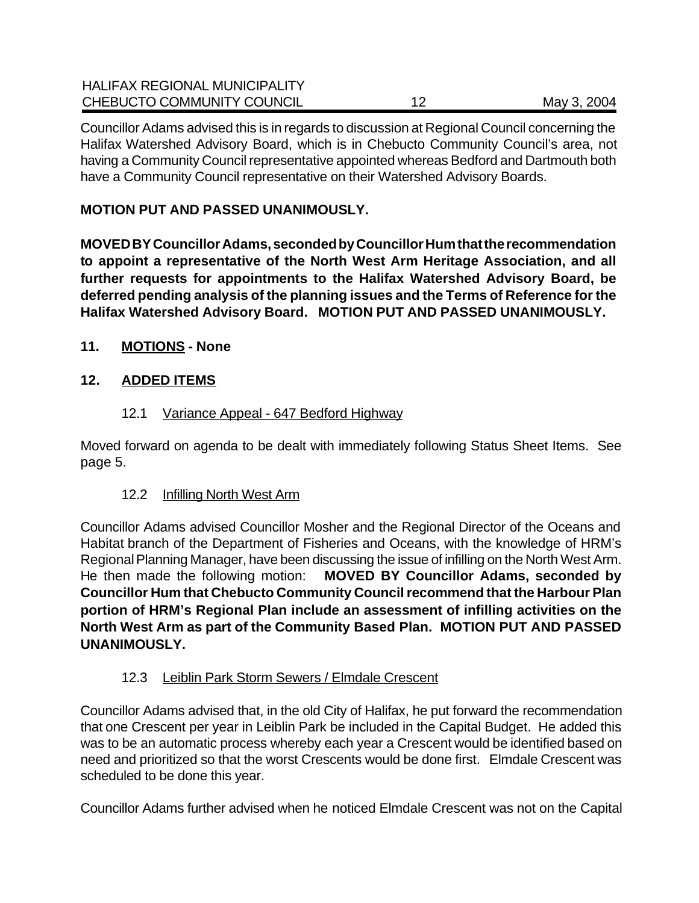Councillor Adams advised this is in regards to discussion at Regional Council concerning the Halifax Watershed Advisory Board, which is in Chebucto Community Council's area, not having a Community Council representative appointed whereas Bedford and Dartmouth both have a Community Council representative on their Watershed Advisory Boards.

**MOTION PUT AND PASSED UNANIMOUSLY.**

**MOVED BY Councillor Adams, seconded by Councillor Hum that the recommendation to appoint a representative of the North West Arm Heritage Association, and all further requests for appointments to the Halifax Watershed Advisory Board, be deferred pending analysis of the planning issues and the Terms of Reference for the Halifax Watershed Advisory Board. MOTION PUT AND PASSED UNANIMOUSLY.**

## 11. MOTIONS - None

## 12. ADDED ITEMS

### 12.1 Variance Appeal - 647 Bedford Highway

Moved forward on agenda to be dealt with immediately following Status Sheet Items. See page 5.

### 12.2 Infilling North West Arm

Councillor Adams advised Councillor Mosher and the Regional Director of the Oceans and Habitat branch of the Department of Fisheries and Oceans, with the knowledge of HRM's Regional Planning Manager, have been discussing the issue of infilling on the North West Arm. He then made the following motion: **MOVED BY Councillor Adams, seconded by Councillor Hum that Chebucto Community Council recommend that the Harbour Plan portion of HRM's Regional Plan include an assessment of infilling activities on the North West Arm as part of the Community Based Plan. MOTION PUT AND PASSED UNANIMOUSLY.**

### 12.3 Leiblin Park Storm Sewers / Elmdale Crescent

Councillor Adams advised that, in the old City of Halifax, he put forward the recommendation that one Crescent per year in Leiblin Park be included in the Capital Budget. He added this was to be an automatic process whereby each year a Crescent would be identified based on need and prioritized so that the worst Crescents would be done first. Elmdale Crescent was scheduled to be done this year.

Councillor Adams further advised when he noticed Elmdale Crescent was not on the Capital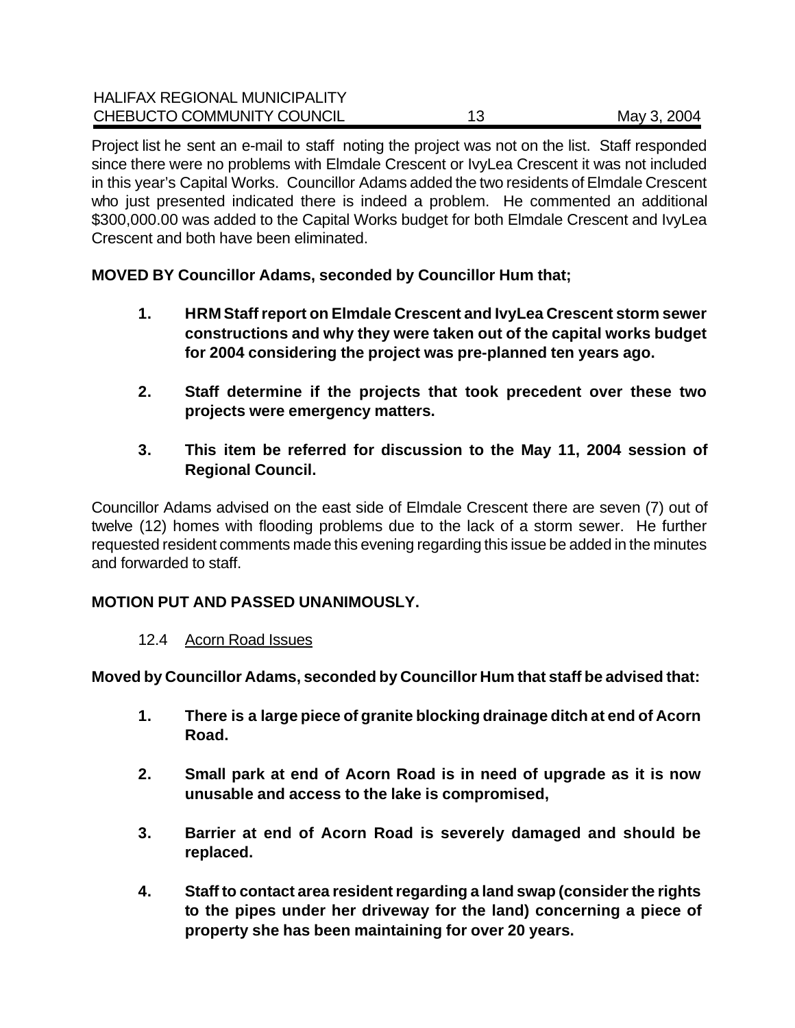Project list he sent an e-mail to staff noting the project was not on the list. Staff responded since there were no problems with Elmdale Crescent or IvyLea Crescent it was not included in this year's Capital Works. Councillor Adams added the two residents of Elmdale Crescent who just presented indicated there is indeed a problem. He commented an additional $300,000.00 was added to the Capital Works budget for both Elmdale Crescent and IvyLea Crescent and both have been eliminated.

**MOVED BY Councillor Adams, seconded by Councillor Hum that;**

1. **HRM Staff report on Elmdale Crescent and IvyLea Crescent storm sewer constructions and why they were taken out of the capital works budget for 2004 considering the project was pre-planned ten years ago.**

2. **Staff determine if the projects that took precedent over these two projects were emergency matters.**

3. **This item be referred for discussion to the May 11, 2004 session of Regional Council.**

Councillor Adams advised on the east side of Elmdale Crescent there are seven (7) out of twelve (12) homes with flooding problems due to the lack of a storm sewer. He further requested resident comments made this evening regarding this issue be added in the minutes and forwarded to staff.

**MOTION PUT AND PASSED UNANIMOUSLY.**

12.4 Acorn Road Issues

**Moved by Councillor Adams, seconded by Councillor Hum that staff be advised that:**

1. **There is a large piece of granite blocking drainage ditch at end of Acorn Road.**

2. **Small park at end of Acorn Road is in need of upgrade as it is now unusable and access to the lake is compromised,**

3. **Barrier at end of Acorn Road is severely damaged and should be replaced.**

4. **Staff to contact area resident regarding a land swap (consider the rights to the pipes under her driveway for the land) concerning a piece of property she has been maintaining for over 20 years.**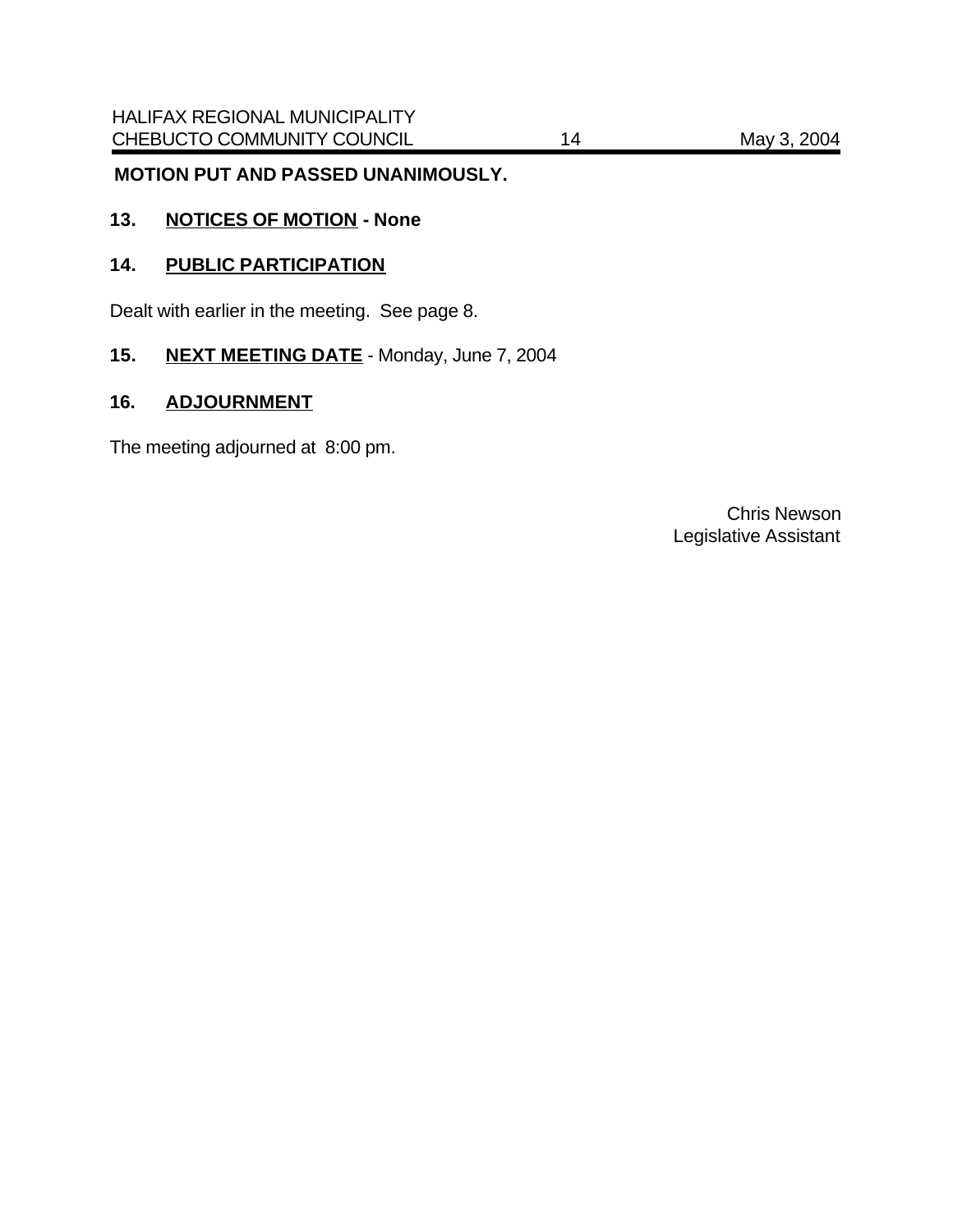**MOTION PUT AND PASSED UNANIMOUSLY.**

## 13. NOTICES OF MOTION - None

## 14. PUBLIC PARTICIPATION

Dealt with earlier in the meeting. See page 8.

## 15. NEXT MEETING DATE - Monday, June 7, 2004

## 16. ADJOURNMENT

The meeting adjourned at 8:00 pm.

Chris Newson
Legislative Assistant